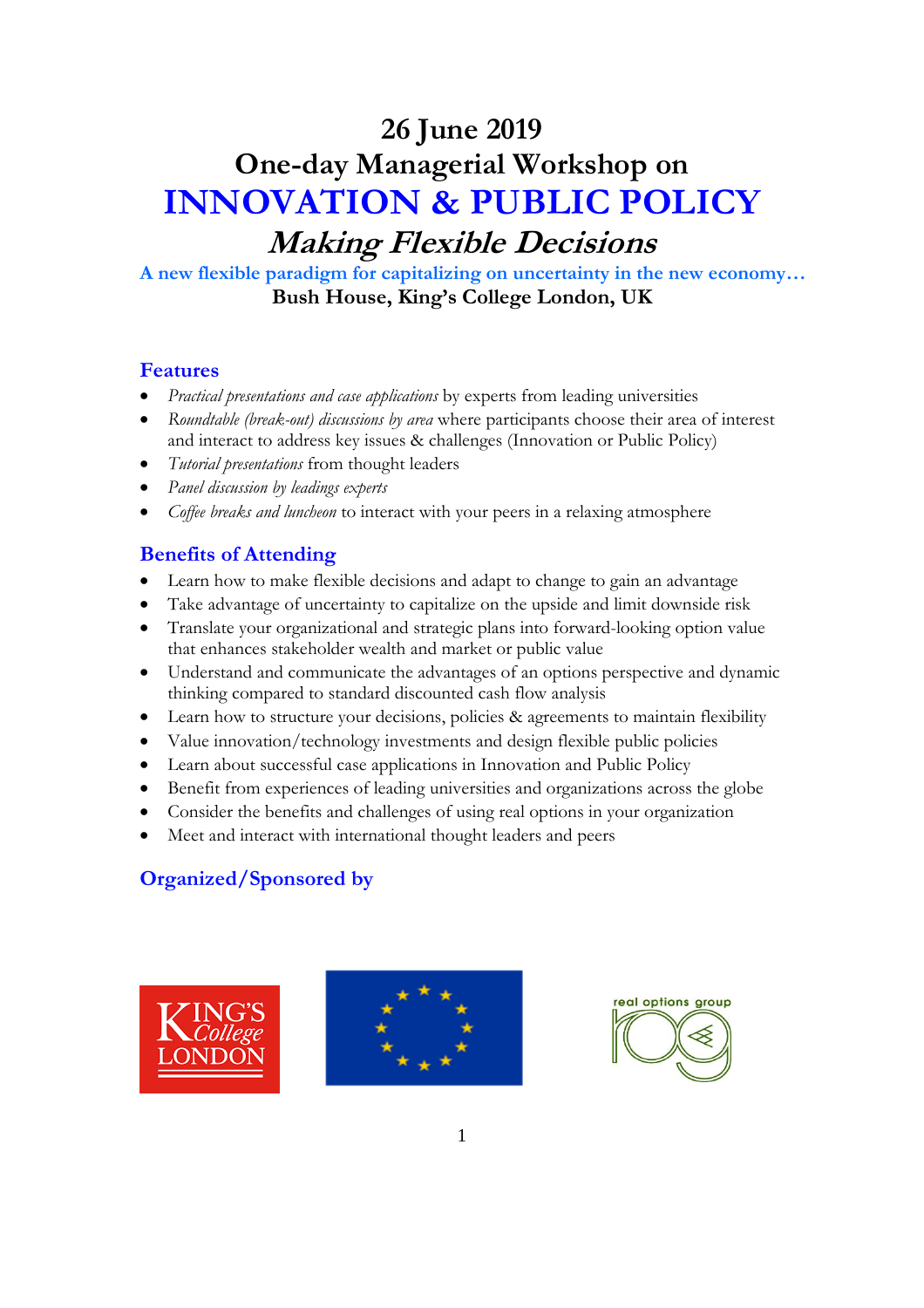# 26 June 2019

# One-day Managerial Workshop on

# INNOVATION & PUBLIC POLICY

## *Making Flexible Decisions*

**A new flexible paradigm for capitalizing on uncertainty in the new economy…**

**Bush House, King's College London, UK**

## Features

- *Practical presentations and case applications* by experts from leading universities
- *Roundtable (break-out) discussions by area* where participants choose their area of interest and interact to address key issues & challenges (Innovation or Public Policy)
- *Tutorial presentations* from thought leaders
- *Panel discussion by leadings experts*
- *Coffee breaks and luncheon* to interact with your peers in a relaxing atmosphere

## Benefits of Attending

- Learn how to make flexible decisions and adapt to change to gain an advantage
- Take advantage of uncertainty to capitalize on the upside and limit downside risk
- Translate your organizational and strategic plans into forward-looking option value that enhances stakeholder wealth and market or public value
- Understand and communicate the advantages of an options perspective and dynamic thinking compared to standard discounted cash flow analysis
- Learn how to structure your decisions, policies & agreements to maintain flexibility
- Value innovation/technology investments and design flexible public policies
- Learn about successful case applications in Innovation and Public Policy
- Benefit from experiences of leading universities and organizations across the globe
- Consider the benefits and challenges of using real options in your organization
- Meet and interact with international thought leaders and peers

## Organized/Sponsored by

King's College London

real options group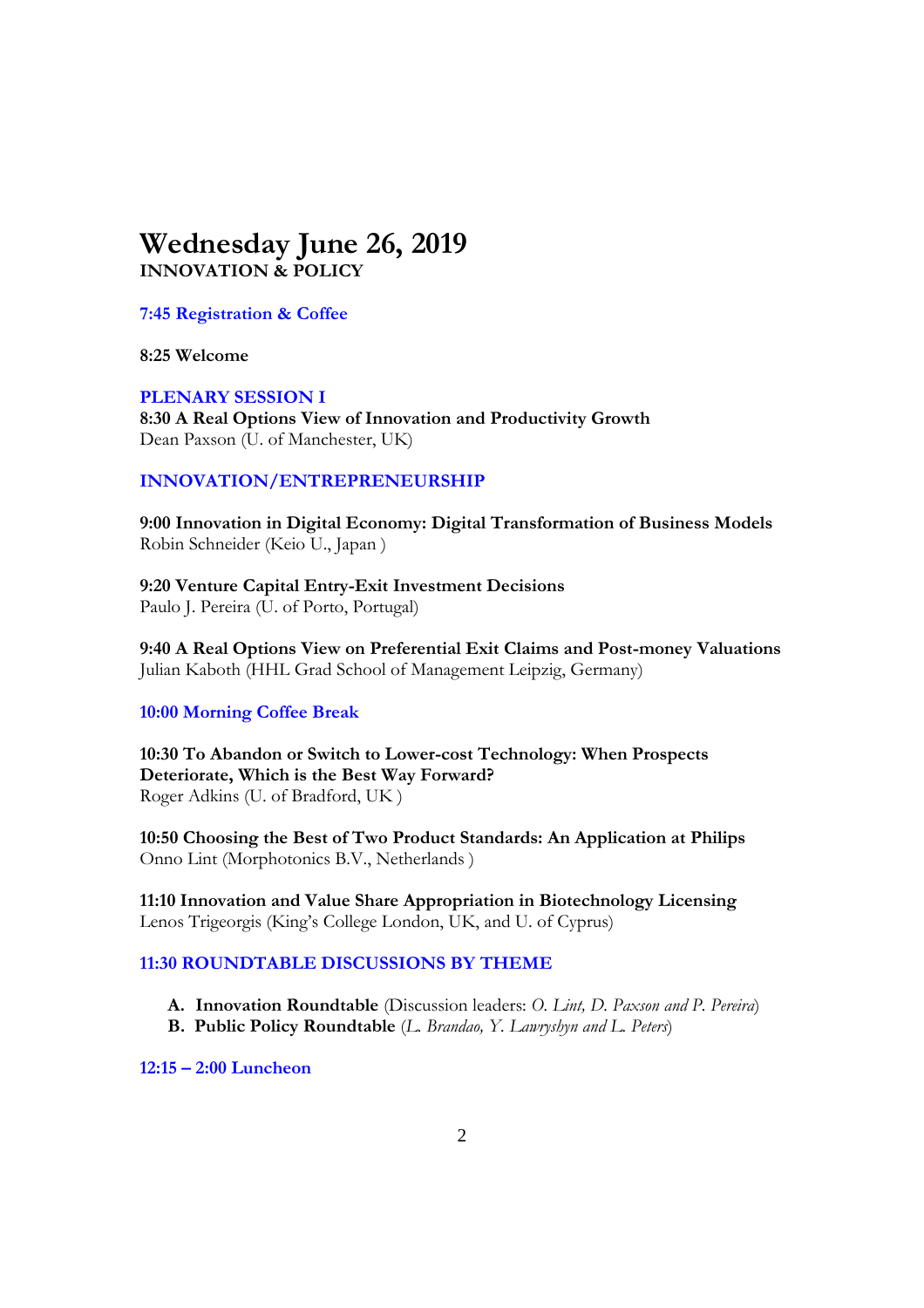# Wednesday June 26, 2019

**INNOVATION & POLICY**

**7:45 Registration & Coffee**

**8:25 Welcome**

## PLENARY SESSION I

**8:30 A Real Options View of Innovation and Productivity Growth**
Dean Paxson (U. of Manchester, UK)

## INNOVATION/ENTREPRENEURSHIP

**9:00 Innovation in Digital Economy: Digital Transformation of Business Models**
Robin Schneider (Keio U., Japan )

**9:20 Venture Capital Entry-Exit Investment Decisions**
Paulo J. Pereira (U. of Porto, Portugal)

**9:40 A Real Options View on Preferential Exit Claims and Post-money Valuations**
Julian Kaboth (HHL Grad School of Management Leipzig, Germany)

**10:00 Morning Coffee Break**

**10:30 To Abandon or Switch to Lower-cost Technology: When Prospects Deteriorate, Which is the Best Way Forward?**
Roger Adkins (U. of Bradford, UK )

**10:50 Choosing the Best of Two Product Standards: An Application at Philips**
Onno Lint (Morphotonics B.V., Netherlands )

**11:10 Innovation and Value Share Appropriation in Biotechnology Licensing**
Lenos Trigeorgis (King's College London, UK, and U. of Cyprus)

## 11:30 ROUNDTABLE DISCUSSIONS BY THEME

A. **Innovation Roundtable** (Discussion leaders: *O. Lint, D. Paxson and P. Pereira*)
B. **Public Policy Roundtable** (*L. Brandao, Y. Lawryshyn and L. Peters*)

**12:15 – 2:00 Luncheon**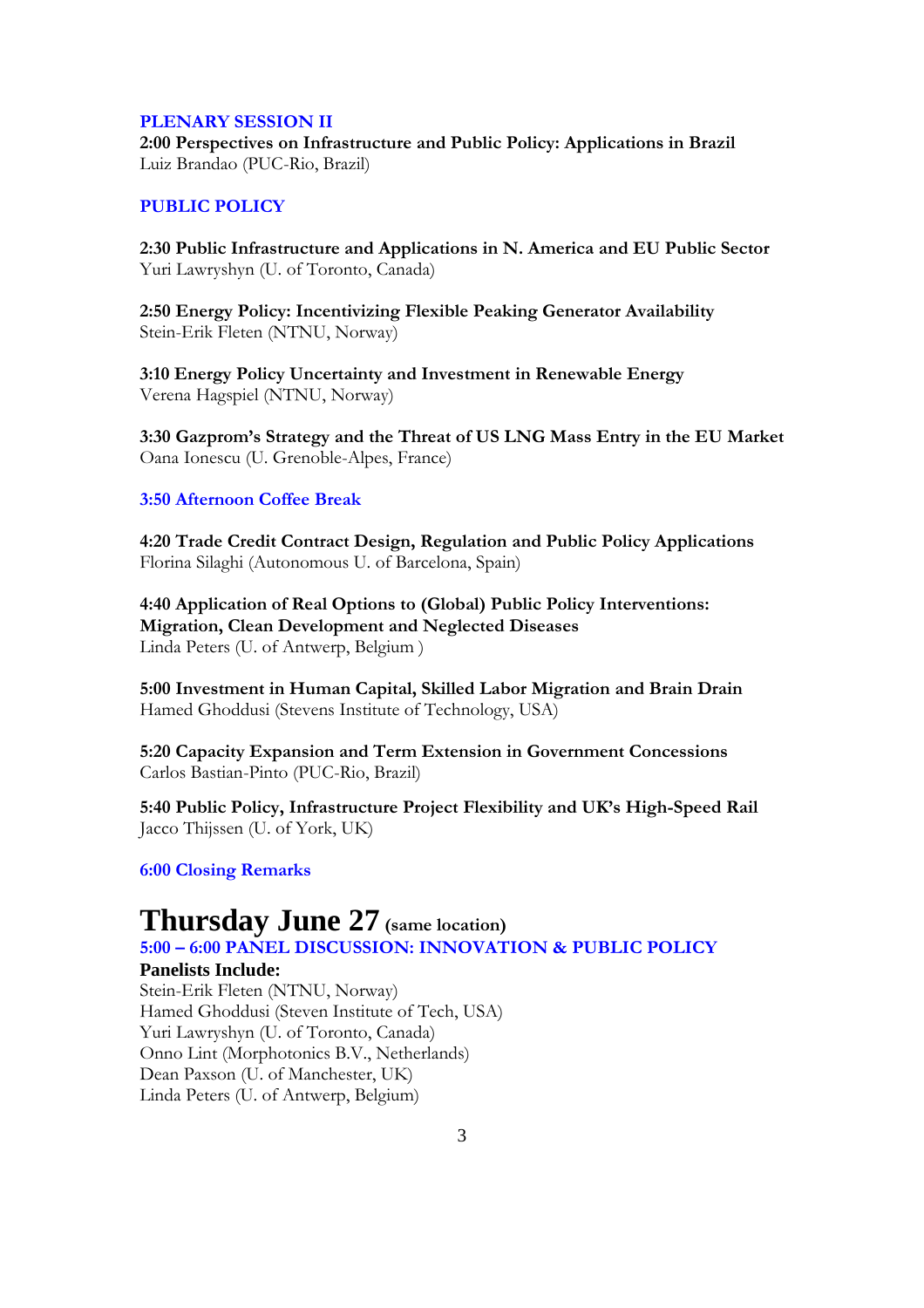## PLENARY SESSION II

**2:00 Perspectives on Infrastructure and Public Policy: Applications in Brazil**
Luiz Brandao (PUC-Rio, Brazil)

## PUBLIC POLICY

**2:30 Public Infrastructure and Applications in N. America and EU Public Sector**
Yuri Lawryshyn (U. of Toronto, Canada)

**2:50 Energy Policy: Incentivizing Flexible Peaking Generator Availability**
Stein-Erik Fleten (NTNU, Norway)

**3:10 Energy Policy Uncertainty and Investment in Renewable Energy**
Verena Hagspiel (NTNU, Norway)

**3:30 Gazprom's Strategy and the Threat of US LNG Mass Entry in the EU Market**
Oana Ionescu (U. Grenoble-Alpes, France)

**3:50 Afternoon Coffee Break**

**4:20 Trade Credit Contract Design, Regulation and Public Policy Applications**
Florina Silaghi (Autonomous U. of Barcelona, Spain)

**4:40 Application of Real Options to (Global) Public Policy Interventions: Migration, Clean Development and Neglected Diseases**
Linda Peters (U. of Antwerp, Belgium )

**5:00 Investment in Human Capital, Skilled Labor Migration and Brain Drain**
Hamed Ghoddusi (Stevens Institute of Technology, USA)

**5:20 Capacity Expansion and Term Extension in Government Concessions**
Carlos Bastian-Pinto (PUC-Rio, Brazil)

**5:40 Public Policy, Infrastructure Project Flexibility and UK's High-Speed Rail**
Jacco Thijssen (U. of York, UK)

**6:00 Closing Remarks**

# Thursday June 27 (same location)

**5:00 – 6:00 PANEL DISCUSSION: INNOVATION & PUBLIC POLICY**

**Panelists Include:**
Stein-Erik Fleten (NTNU, Norway)
Hamed Ghoddusi (Steven Institute of Tech, USA)
Yuri Lawryshyn (U. of Toronto, Canada)
Onno Lint (Morphotonics B.V., Netherlands)
Dean Paxson (U. of Manchester, UK)
Linda Peters (U. of Antwerp, Belgium)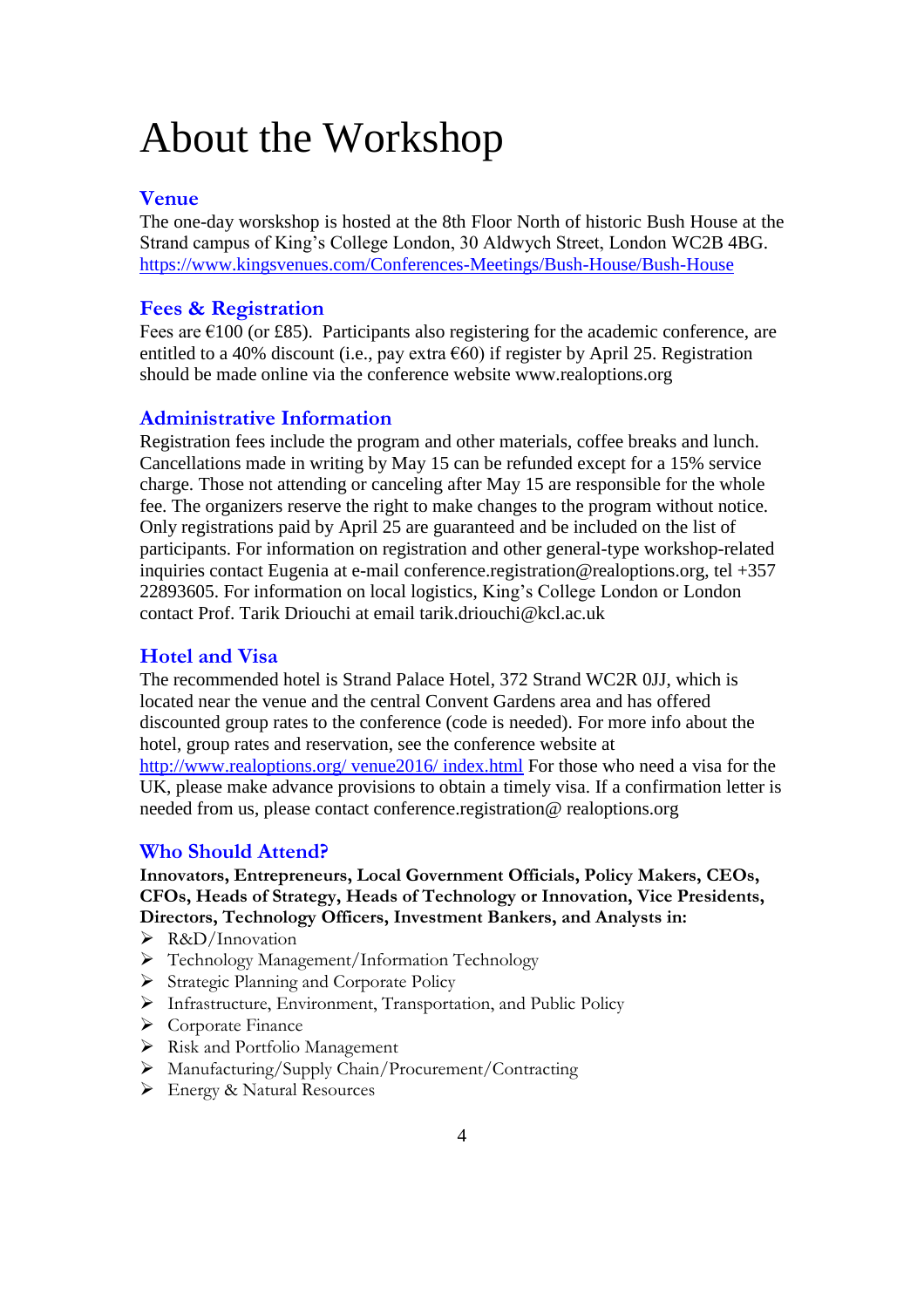# About the Workshop

## Venue

The one-day worskshop is hosted at the 8th Floor North of historic Bush House at the Strand campus of King's College London, 30 Aldwych Street, London WC2B 4BG. https://www.kingsvenues.com/Conferences-Meetings/Bush-House/Bush-House

## Fees & Registration

Fees are €100 (or £85). Participants also registering for the academic conference, are entitled to a 40% discount (i.e., pay extra €60) if register by April 25. Registration should be made online via the conference website www.realoptions.org

## Administrative Information

Registration fees include the program and other materials, coffee breaks and lunch. Cancellations made in writing by May 15 can be refunded except for a 15% service charge. Those not attending or canceling after May 15 are responsible for the whole fee. The organizers reserve the right to make changes to the program without notice. Only registrations paid by April 25 are guaranteed and be included on the list of participants. For information on registration and other general-type workshop-related inquiries contact Eugenia at e-mail conference.registration@realoptions.org, tel +357 22893605. For information on local logistics, King's College London or London contact Prof. Tarik Driouchi at email tarik.driouchi@kcl.ac.uk

## Hotel and Visa

The recommended hotel is Strand Palace Hotel, 372 Strand WC2R 0JJ, which is located near the venue and the central Convent Gardens area and has offered discounted group rates to the conference (code is needed). For more info about the hotel, group rates and reservation, see the conference website at http://www.realoptions.org/ venue2016/ index.html For those who need a visa for the UK, please make advance provisions to obtain a timely visa. If a confirmation letter is needed from us, please contact conference.registration@ realoptions.org

## Who Should Attend?

**Innovators, Entrepreneurs, Local Government Officials, Policy Makers, CEOs, CFOs, Heads of Strategy, Heads of Technology or Innovation, Vice Presidents, Directors, Technology Officers, Investment Bankers, and Analysts in:**

- R&D/Innovation
- Technology Management/Information Technology
- Strategic Planning and Corporate Policy
- Infrastructure, Environment, Transportation, and Public Policy
- Corporate Finance
- Risk and Portfolio Management
- Manufacturing/Supply Chain/Procurement/Contracting
- Energy & Natural Resources